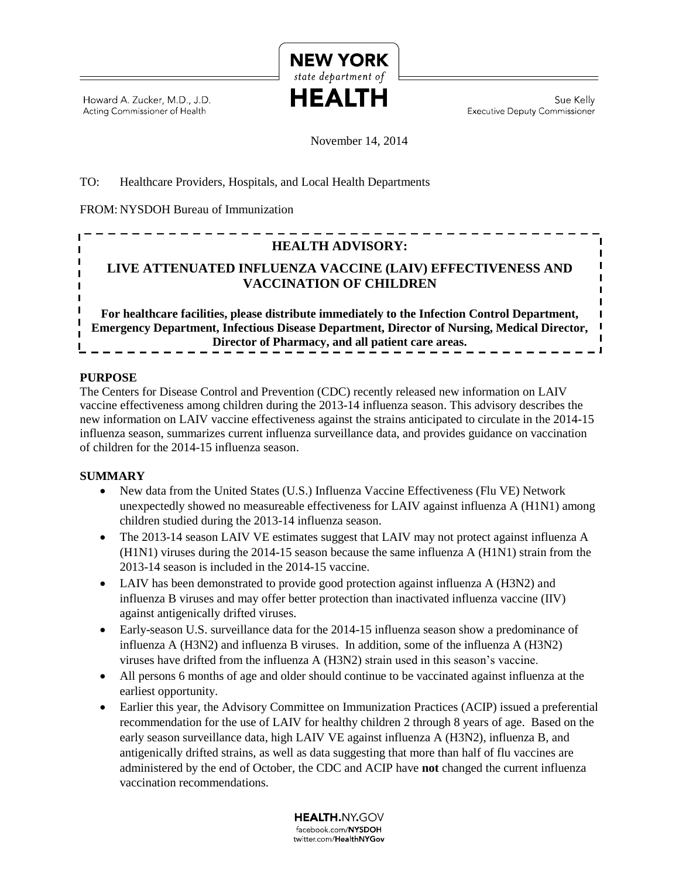NEW YORK
*state department of*
HEALTH

Howard A. Zucker, M.D., J.D.
Acting Commissioner of Health

Sue Kelly
Executive Deputy Commissioner

November 14, 2014

TO: Healthcare Providers, Hospitals, and Local Health Departments

FROM: NYSDOH Bureau of Immunization

## HEALTH ADVISORY:

## LIVE ATTENUATED INFLUENZA VACCINE (LAIV) EFFECTIVENESS AND VACCINATION OF CHILDREN

**For healthcare facilities, please distribute immediately to the Infection Control Department, Emergency Department, Infectious Disease Department, Director of Nursing, Medical Director, Director of Pharmacy, and all patient care areas.**

**PURPOSE**

The Centers for Disease Control and Prevention (CDC) recently released new information on LAIV vaccine effectiveness among children during the 2013-14 influenza season. This advisory describes the new information on LAIV vaccine effectiveness against the strains anticipated to circulate in the 2014-15 influenza season, summarizes current influenza surveillance data, and provides guidance on vaccination of children for the 2014-15 influenza season.

**SUMMARY**

- New data from the United States (U.S.) Influenza Vaccine Effectiveness (Flu VE) Network unexpectedly showed no measureable effectiveness for LAIV against influenza A (H1N1) among children studied during the 2013-14 influenza season.
- The 2013-14 season LAIV VE estimates suggest that LAIV may not protect against influenza A (H1N1) viruses during the 2014-15 season because the same influenza A (H1N1) strain from the 2013-14 season is included in the 2014-15 vaccine.
- LAIV has been demonstrated to provide good protection against influenza A (H3N2) and influenza B viruses and may offer better protection than inactivated influenza vaccine (IIV) against antigenically drifted viruses.
- Early-season U.S. surveillance data for the 2014-15 influenza season show a predominance of influenza A (H3N2) and influenza B viruses. In addition, some of the influenza A (H3N2) viruses have drifted from the influenza A (H3N2) strain used in this season's vaccine.
- All persons 6 months of age and older should continue to be vaccinated against influenza at the earliest opportunity.
- Earlier this year, the Advisory Committee on Immunization Practices (ACIP) issued a preferential recommendation for the use of LAIV for healthy children 2 through 8 years of age. Based on the early season surveillance data, high LAIV VE against influenza A (H3N2), influenza B, and antigenically drifted strains, as well as data suggesting that more than half of flu vaccines are administered by the end of October, the CDC and ACIP have **not** changed the current influenza vaccination recommendations.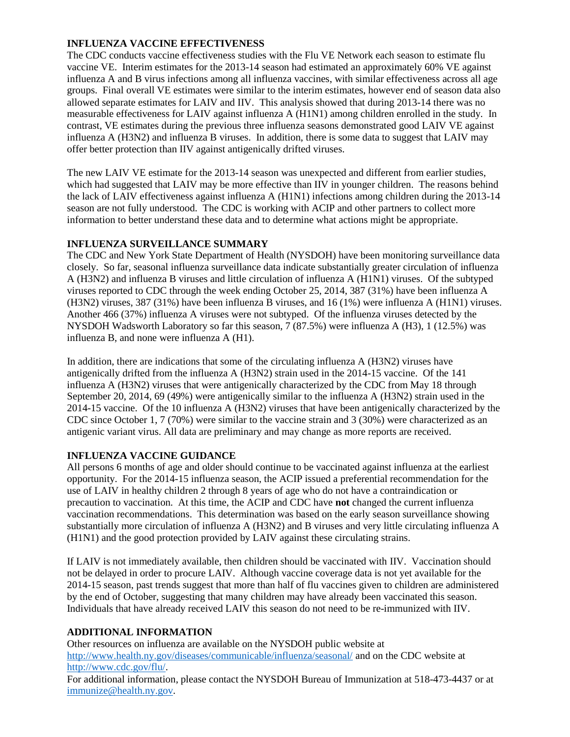## INFLUENZA VACCINE EFFECTIVENESS

The CDC conducts vaccine effectiveness studies with the Flu VE Network each season to estimate flu vaccine VE. Interim estimates for the 2013-14 season had estimated an approximately 60% VE against influenza A and B virus infections among all influenza vaccines, with similar effectiveness across all age groups. Final overall VE estimates were similar to the interim estimates, however end of season data also allowed separate estimates for LAIV and IIV. This analysis showed that during 2013-14 there was no measurable effectiveness for LAIV against influenza A (H1N1) among children enrolled in the study. In contrast, VE estimates during the previous three influenza seasons demonstrated good LAIV VE against influenza A (H3N2) and influenza B viruses. In addition, there is some data to suggest that LAIV may offer better protection than IIV against antigenically drifted viruses.

The new LAIV VE estimate for the 2013-14 season was unexpected and different from earlier studies, which had suggested that LAIV may be more effective than IIV in younger children. The reasons behind the lack of LAIV effectiveness against influenza A (H1N1) infections among children during the 2013-14 season are not fully understood. The CDC is working with ACIP and other partners to collect more information to better understand these data and to determine what actions might be appropriate.

## INFLUENZA SURVEILLANCE SUMMARY

The CDC and New York State Department of Health (NYSDOH) have been monitoring surveillance data closely. So far, seasonal influenza surveillance data indicate substantially greater circulation of influenza A (H3N2) and influenza B viruses and little circulation of influenza A (H1N1) viruses. Of the subtyped viruses reported to CDC through the week ending October 25, 2014, 387 (31%) have been influenza A (H3N2) viruses, 387 (31%) have been influenza B viruses, and 16 (1%) were influenza A (H1N1) viruses. Another 466 (37%) influenza A viruses were not subtyped. Of the influenza viruses detected by the NYSDOH Wadsworth Laboratory so far this season, 7 (87.5%) were influenza A (H3), 1 (12.5%) was influenza B, and none were influenza A (H1).

In addition, there are indications that some of the circulating influenza A (H3N2) viruses have antigenically drifted from the influenza A (H3N2) strain used in the 2014-15 vaccine. Of the 141 influenza A (H3N2) viruses that were antigenically characterized by the CDC from May 18 through September 20, 2014, 69 (49%) were antigenically similar to the influenza A (H3N2) strain used in the 2014-15 vaccine. Of the 10 influenza A (H3N2) viruses that have been antigenically characterized by the CDC since October 1, 7 (70%) were similar to the vaccine strain and 3 (30%) were characterized as an antigenic variant virus. All data are preliminary and may change as more reports are received.

## INFLUENZA VACCINE GUIDANCE

All persons 6 months of age and older should continue to be vaccinated against influenza at the earliest opportunity. For the 2014-15 influenza season, the ACIP issued a preferential recommendation for the use of LAIV in healthy children 2 through 8 years of age who do not have a contraindication or precaution to vaccination. At this time, the ACIP and CDC have **not** changed the current influenza vaccination recommendations. This determination was based on the early season surveillance showing substantially more circulation of influenza A (H3N2) and B viruses and very little circulating influenza A (H1N1) and the good protection provided by LAIV against these circulating strains.

If LAIV is not immediately available, then children should be vaccinated with IIV. Vaccination should not be delayed in order to procure LAIV. Although vaccine coverage data is not yet available for the 2014-15 season, past trends suggest that more than half of flu vaccines given to children are administered by the end of October, suggesting that many children may have already been vaccinated this season. Individuals that have already received LAIV this season do not need to be re-immunized with IIV.

## ADDITIONAL INFORMATION

Other resources on influenza are available on the NYSDOH public website at http://www.health.ny.gov/diseases/communicable/influenza/seasonal/ and on the CDC website at http://www.cdc.gov/flu/.

For additional information, please contact the NYSDOH Bureau of Immunization at 518-473-4437 or at immunize@health.ny.gov.